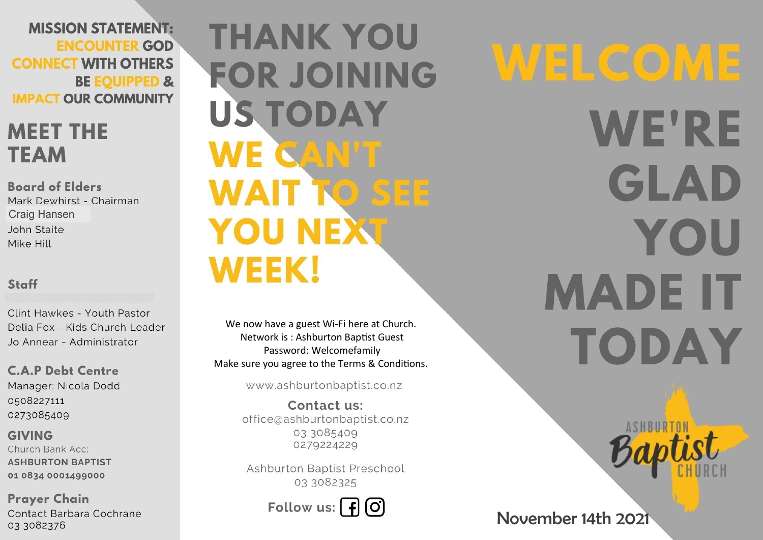**MISSION STATEMENT:**
**ENCOUNTER GOD**
**CONNECT WITH OTHERS**
**BE EQUIPPED &**
**IMPACT OUR COMMUNITY**

## MEET THE TEAM

### Board of Elders

Mark Dewhirst - Chairman
Craig Hansen
John Staite
Mike Hill

### Staff

Clint Hawkes - Youth Pastor
Delia Fox - Kids Church Leader
Jo Annear - Administrator

### C.A.P Debt Centre

Manager: Nicola Dodd
0508227111
0273085409

### GIVING

Church Bank Acc:
**ASHBURTON BAPTIST**
**01 0834 0001499000**

### Prayer Chain

Contact Barbara Cochrane
03 3082376

# THANK YOU FOR JOINING US TODAY

# WE CAN'T WAIT TO SEE YOU NEXT WEEK!

We now have a guest Wi-Fi here at Church.
Network is : Ashburton Baptist Guest
Password: Welcomefamily
Make sure you agree to the Terms & Conditions.

www.ashburtonbaptist.co.nz

**Contact us:**
office@ashburtonbaptist.co.nz
03 3085409
0279224229

Ashburton Baptist Preschool
03 3082325

**Follow us:**

# WELCOME

# WE'RE GLAD YOU MADE IT TODAY

ASHBURTON Baptist CHURCH

November 14th 2021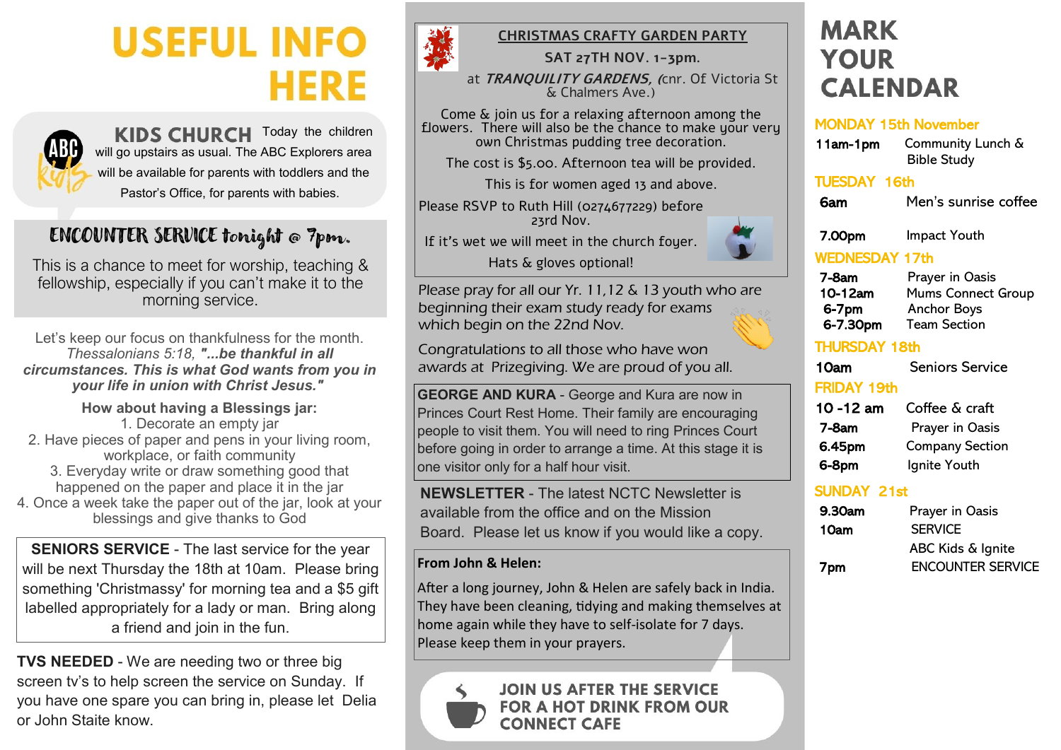# USEFUL INFO HERE

## KIDS CHURCH

Today the children will go upstairs as usual. The ABC Explorers area will be available for parents with toddlers and the Pastor's Office, for parents with babies.

## ENCOUNTER SERVICE tonight @ 7pm.

This is a chance to meet for worship, teaching & fellowship, especially if you can't make it to the morning service.

Let's keep our focus on thankfulness for the month. *Thessalonians 5:18,* ***"...be thankful in all circumstances. This is what God wants from you in your life in union with Christ Jesus."***

**How about having a Blessings jar:**

1. Decorate an empty jar
2. Have pieces of paper and pens in your living room, workplace, or faith community
3. Everyday write or draw something good that happened on the paper and place it in the jar
4. Once a week take the paper out of the jar, look at your blessings and give thanks to God

**SENIORS SERVICE** - The last service for the year will be next Thursday the 18th at 10am. Please bring something 'Christmassy' for morning tea and a $5 gift labelled appropriately for a lady or man. Bring along a friend and join in the fun.

**TVS NEEDED** - We are needing two or three big screen tv's to help screen the service on Sunday. If you have one spare you can bring in, please let Delia or John Staite know.

## CHRISTMAS CRAFTY GARDEN PARTY

**SAT 27TH NOV. 1-3pm.**

at ***TRANQUILITY GARDENS, (***cnr. Of Victoria St & Chalmers Ave.)

Come & join us for a relaxing afternoon among the flowers. There will also be the chance to make your very own Christmas pudding tree decoration.

The cost is $5.00. Afternoon tea will be provided.

This is for women aged 13 and above.

Please RSVP to Ruth Hill (0274677229) before 23rd Nov.

If it's wet we will meet in the church foyer.

Hats & gloves optional!

*Please pray for all our Yr. 11,12 & 13 youth who are beginning their exam study ready for exams which begin on the 22nd Nov.*

*Congratulations to all those who have won awards at Prizegiving. We are proud of you all.*

**GEORGE AND KURA** - George and Kura are now in Princes Court Rest Home. Their family are encouraging people to visit them. You will need to ring Princes Court before going in order to arrange a time. At this stage it is one visitor only for a half hour visit.

**NEWSLETTER** - The latest NCTC Newsletter is available from the office and on the Mission Board. Please let us know if you would like a copy.

**From John & Helen:**

After a long journey, John & Helen are safely back in India. They have been cleaning, tidying and making themselves at home again while they have to self-isolate for 7 days. Please keep them in your prayers.

**JOIN US AFTER THE SERVICE FOR A HOT DRINK FROM OUR CONNECT CAFE**

# MARK YOUR CALENDAR

### MONDAY 15th November

| | |
|---|---|
| 11am-1pm | Community Lunch & Bible Study |

### TUESDAY 16th

| | |
|---|---|
| 6am | Men's sunrise coffee |
| 7.00pm | Impact Youth |

### WEDNESDAY 17th

| | |
|---|---|
| 7-8am | Prayer in Oasis |
| 10-12am | Mums Connect Group |
| 6-7pm | Anchor Boys |
| 6-7.30pm | Team Section |

### THURSDAY 18th

| | |
|---|---|
| 10am | Seniors Service |

### FRIDAY 19th

| | |
|---|---|
| 10 -12 am | Coffee & craft |
| 7-8am | Prayer in Oasis |
| 6.45pm | Company Section |
| 6-8pm | Ignite Youth |

### SUNDAY 21st

| | |
|---|---|
| 9.30am | Prayer in Oasis |
| 10am | SERVICE |
| | ABC Kids & Ignite |
| 7pm | ENCOUNTER SERVICE |